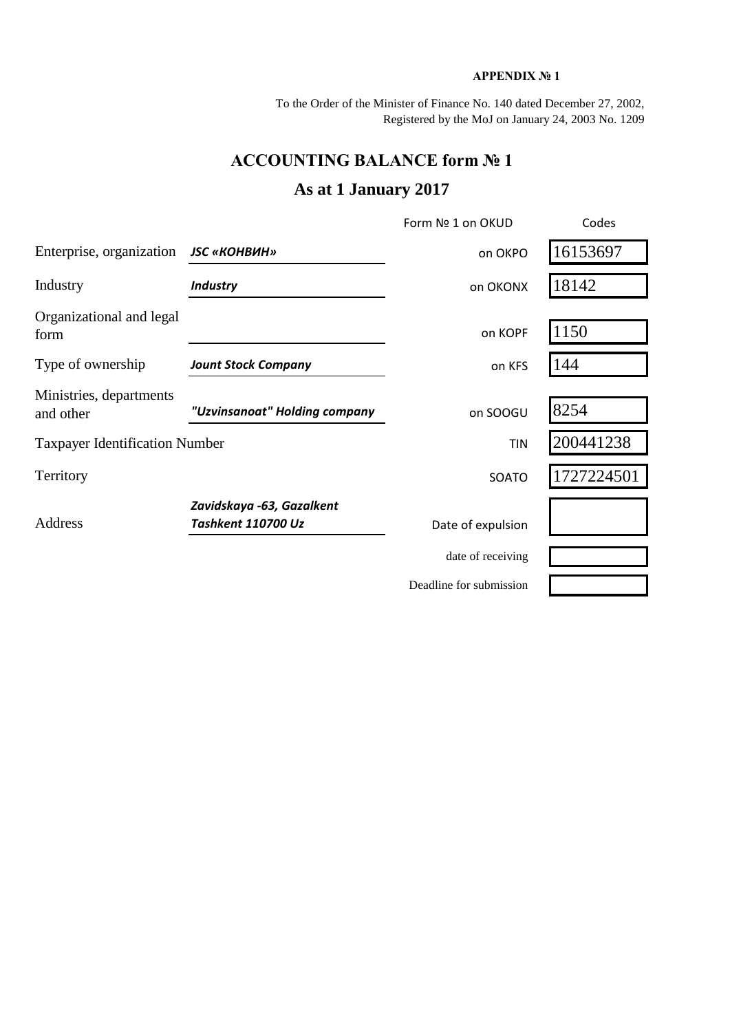**APPENDIX № 1**

To the Order of the Minister of Finance No. 140 dated December 27, 2002,
Registered by the MoJ on January 24, 2003 No. 1209

# ACCOUNTING BALANCE form № 1

## As at 1 January 2017

| | | | Codes |
|---|---|---|---|
| | | Form № 1 on OKUD | |
| Enterprise, organization | ***JSC «КОНВИН»*** | on OKPO | 16153697 |
| Industry | ***Industry*** | on OKONX | 18142 |
| Organizational and legal form | | on KOPF | 1150 |
| Type of ownership | ***Jount Stock Company*** | on KFS | 144 |
| Ministries, departments and other | ***"Uzvinsanoat" Holding company*** | on SOOGU | 8254 |
| Taxpayer Identification Number | | TIN | 200441238 |
| Territory | | SOATO | 1727224501 |
| Address | ***Zavidskaya -63, Gazalkent Tashkent 110700 Uz*** | Date of expulsion | |
| | | date of receiving | |
| | | Deadline for submission | |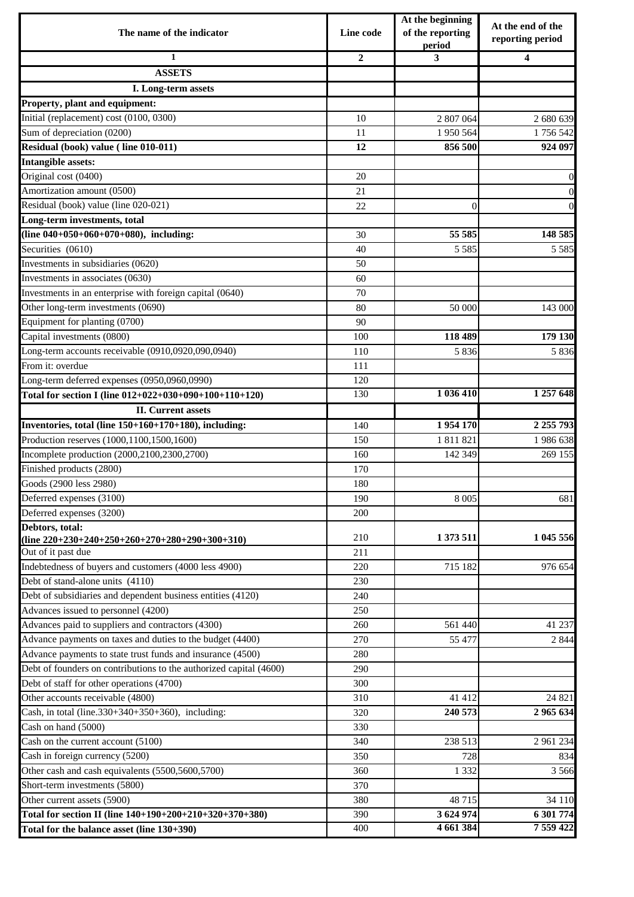| The name of the indicator | Line code | At the beginning of the reporting period | At the end of the reporting period |
|---|---|---|---|
| 1 | 2 | 3 | 4 |
| **ASSETS** | | | |
| **I. Long-term assets** | | | |
| **Property, plant and equipment:** | | | |
| Initial (replacement) cost (0100, 0300) | 10 | 2 807 064 | 2 680 639 |
| Sum of depreciation (0200) | 11 | 1 950 564 | 1 756 542 |
| **Residual (book) value ( line 010-011)** | **12** | **856 500** | **924 097** |
| **Intangible assets:** | | | |
| Original cost (0400) | 20 | | 0 |
| Amortization amount (0500) | 21 | | 0 |
| Residual (book) value (line 020-021) | 22 | 0 | 0 |
| **Long-term investments, total** | | | |
| **(line 040+050+060+070+080), including:** | 30 | **55 585** | **148 585** |
| Securities (0610) | 40 | 5 585 | 5 585 |
| Investments in subsidiaries (0620) | 50 | | |
| Investments in associates (0630) | 60 | | |
| Investments in an enterprise with foreign capital (0640) | 70 | | |
| Other long-term investments (0690) | 80 | 50 000 | 143 000 |
| Equipment for planting (0700) | 90 | | |
| Capital investments (0800) | 100 | **118 489** | **179 130** |
| Long-term accounts receivable (0910,0920,090,0940) | 110 | 5 836 | 5 836 |
| From it: overdue | 111 | | |
| Long-term deferred expenses (0950,0960,0990) | 120 | | |
| **Total for section I (line 012+022+030+090+100+110+120)** | 130 | **1 036 410** | **1 257 648** |
| **II. Current assets** | | | |
| **Inventories, total (line 150+160+170+180), including:** | 140 | **1 954 170** | **2 255 793** |
| Production reserves (1000,1100,1500,1600) | 150 | 1 811 821 | 1 986 638 |
| Incomplete production (2000,2100,2300,2700) | 160 | 142 349 | 269 155 |
| Finished products (2800) | 170 | | |
| Goods (2900 less 2980) | 180 | | |
| Deferred expenses (3100) | 190 | 8 005 | 681 |
| Deferred expenses (3200) | 200 | | |
| **Debtors, total: (line 220+230+240+250+260+270+280+290+300+310)** | 210 | **1 373 511** | **1 045 556** |
| Out of it past due | 211 | | |
| Indebtedness of buyers and customers (4000 less 4900) | 220 | 715 182 | 976 654 |
| Debt of stand-alone units (4110) | 230 | | |
| Debt of subsidiaries and dependent business entities (4120) | 240 | | |
| Advances issued to personnel (4200) | 250 | | |
| Advances paid to suppliers and contractors (4300) | 260 | 561 440 | 41 237 |
| Advance payments on taxes and duties to the budget (4400) | 270 | 55 477 | 2 844 |
| Advance payments to state trust funds and insurance (4500) | 280 | | |
| Debt of founders on contributions to the authorized capital (4600) | 290 | | |
| Debt of staff for other operations (4700) | 300 | | |
| Other accounts receivable (4800) | 310 | 41 412 | 24 821 |
| Cash, in total (line.330+340+350+360), including: | 320 | **240 573** | **2 965 634** |
| Cash on hand (5000) | 330 | | |
| Cash on the current account (5100) | 340 | 238 513 | 2 961 234 |
| Cash in foreign currency (5200) | 350 | 728 | 834 |
| Other cash and cash equivalents (5500,5600,5700) | 360 | 1 332 | 3 566 |
| Short-term investments (5800) | 370 | | |
| Other current assets (5900) | 380 | 48 715 | 34 110 |
| **Total for section II (line 140+190+200+210+320+370+380)** | 390 | **3 624 974** | **6 301 774** |
| **Total for the balance asset (line 130+390)** | 400 | **4 661 384** | **7 559 422** |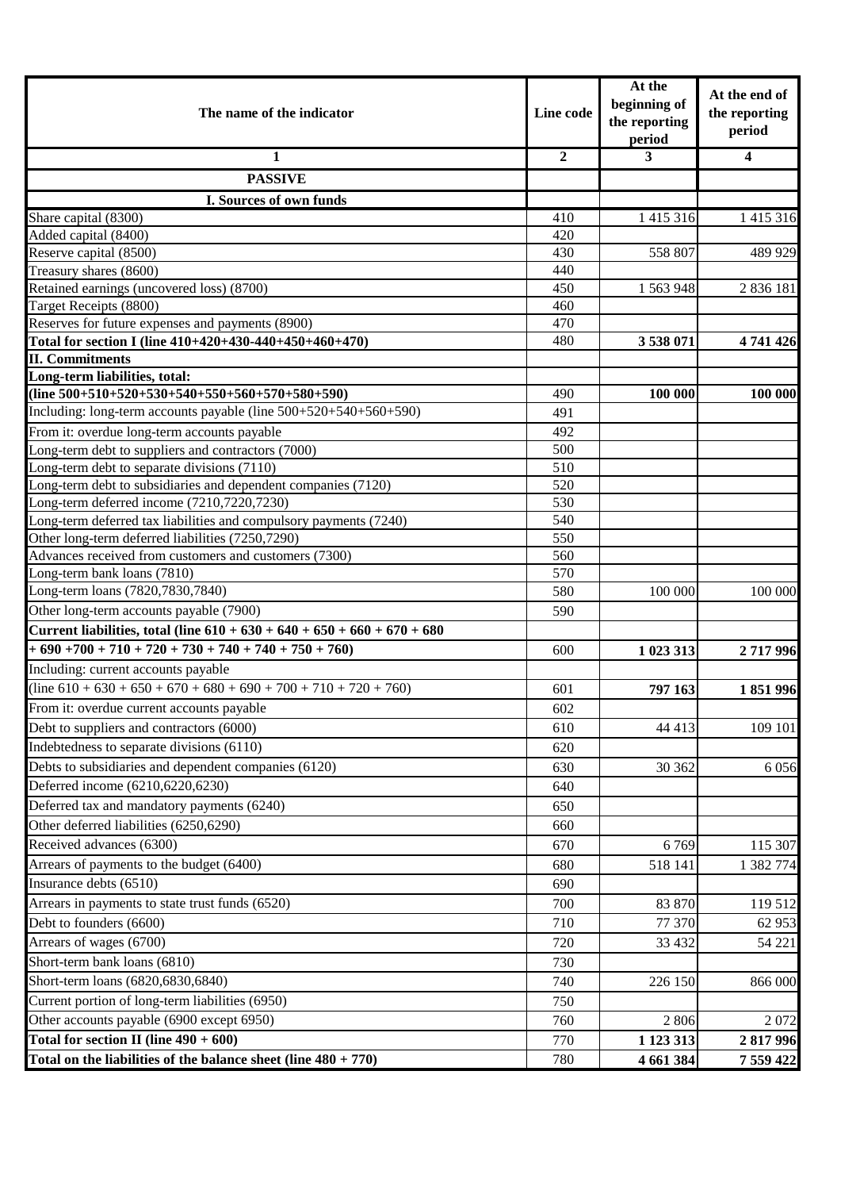| The name of the indicator | Line code | At the beginning of the reporting period | At the end of the reporting period |
|---|---|---|---|
| 1 | 2 | 3 | 4 |
| **PASSIVE** | | | |
| **I. Sources of own funds** | | | |
| Share capital (8300) | 410 | 1 415 316 | 1 415 316 |
| Added capital (8400) | 420 | | |
| Reserve capital (8500) | 430 | 558 807 | 489 929 |
| Treasury shares (8600) | 440 | | |
| Retained earnings (uncovered loss) (8700) | 450 | 1 563 948 | 2 836 181 |
| Target Receipts (8800) | 460 | | |
| Reserves for future expenses and payments (8900) | 470 | | |
| **Total for section I (line 410+420+430-440+450+460+470)** | 480 | **3 538 071** | **4 741 426** |
| **II. Commitments** | | | |
| **Long-term liabilities, total: (line 500+510+520+530+540+550+560+570+580+590)** | 490 | **100 000** | **100 000** |
| Including: long-term accounts payable (line 500+520+540+560+590) | 491 | | |
| From it: overdue long-term accounts payable | 492 | | |
| Long-term debt to suppliers and contractors (7000) | 500 | | |
| Long-term debt to separate divisions (7110) | 510 | | |
| Long-term debt to subsidiaries and dependent companies (7120) | 520 | | |
| Long-term deferred income (7210,7220,7230) | 530 | | |
| Long-term deferred tax liabilities and compulsory payments (7240) | 540 | | |
| Other long-term deferred liabilities (7250,7290) | 550 | | |
| Advances received from customers and customers (7300) | 560 | | |
| Long-term bank loans (7810) | 570 | | |
| Long-term loans (7820,7830,7840) | 580 | 100 000 | 100 000 |
| Other long-term accounts payable (7900) | 590 | | |
| **Current liabilities, total (line 610 + 630 + 640 + 650 + 660 + 670 + 680 + 690 +700 + 710 + 720 + 730 + 740 + 740 + 750 + 760)** | 600 | **1 023 313** | **2 717 996** |
| Including: current accounts payable (line 610 + 630 + 650 + 670 + 680 + 690 + 700 + 710 + 720 + 760) | 601 | **797 163** | **1 851 996** |
| From it: overdue current accounts payable | 602 | | |
| Debt to suppliers and contractors (6000) | 610 | 44 413 | 109 101 |
| Indebtedness to separate divisions (6110) | 620 | | |
| Debts to subsidiaries and dependent companies (6120) | 630 | 30 362 | 6 056 |
| Deferred income (6210,6220,6230) | 640 | | |
| Deferred tax and mandatory payments (6240) | 650 | | |
| Other deferred liabilities (6250,6290) | 660 | | |
| Received advances (6300) | 670 | 6 769 | 115 307 |
| Arrears of payments to the budget (6400) | 680 | 518 141 | 1 382 774 |
| Insurance debts (6510) | 690 | | |
| Arrears in payments to state trust funds (6520) | 700 | 83 870 | 119 512 |
| Debt to founders (6600) | 710 | 77 370 | 62 953 |
| Arrears of wages (6700) | 720 | 33 432 | 54 221 |
| Short-term bank loans (6810) | 730 | | |
| Short-term loans (6820,6830,6840) | 740 | 226 150 | 866 000 |
| Current portion of long-term liabilities (6950) | 750 | | |
| Other accounts payable (6900 except 6950) | 760 | 2 806 | 2 072 |
| **Total for section II (line 490 + 600)** | 770 | **1 123 313** | **2 817 996** |
| **Total on the liabilities of the balance sheet (line 480 + 770)** | 780 | **4 661 384** | **7 559 422** |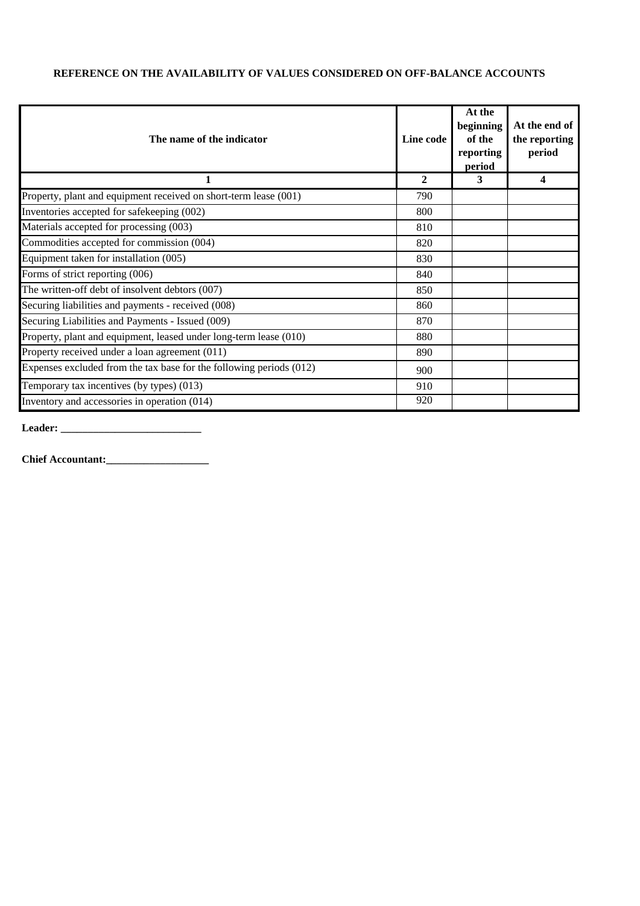**REFERENCE ON THE AVAILABILITY OF VALUES CONSIDERED ON OFF-BALANCE ACCOUNTS**

| The name of the indicator | Line code | At the beginning of the reporting period | At the end of the reporting period |
|---|---|---|---|
| 1 | 2 | 3 | 4 |
| Property, plant and equipment received on short-term lease (001) | 790 | | |
| Inventories accepted for safekeeping (002) | 800 | | |
| Materials accepted for processing (003) | 810 | | |
| Commodities accepted for commission (004) | 820 | | |
| Equipment taken for installation (005) | 830 | | |
| Forms of strict reporting (006) | 840 | | |
| The written-off debt of insolvent debtors (007) | 850 | | |
| Securing liabilities and payments - received (008) | 860 | | |
| Securing Liabilities and Payments - Issued (009) | 870 | | |
| Property, plant and equipment, leased under long-term lease (010) | 880 | | |
| Property received under a loan agreement (011) | 890 | | |
| Expenses excluded from the tax base for the following periods (012) | 900 | | |
| Temporary tax incentives (by types) (013) | 910 | | |
| Inventory and accessories in operation (014) | 920 | | |

**Leader: ___________________________**

**Chief Accountant:____________________**